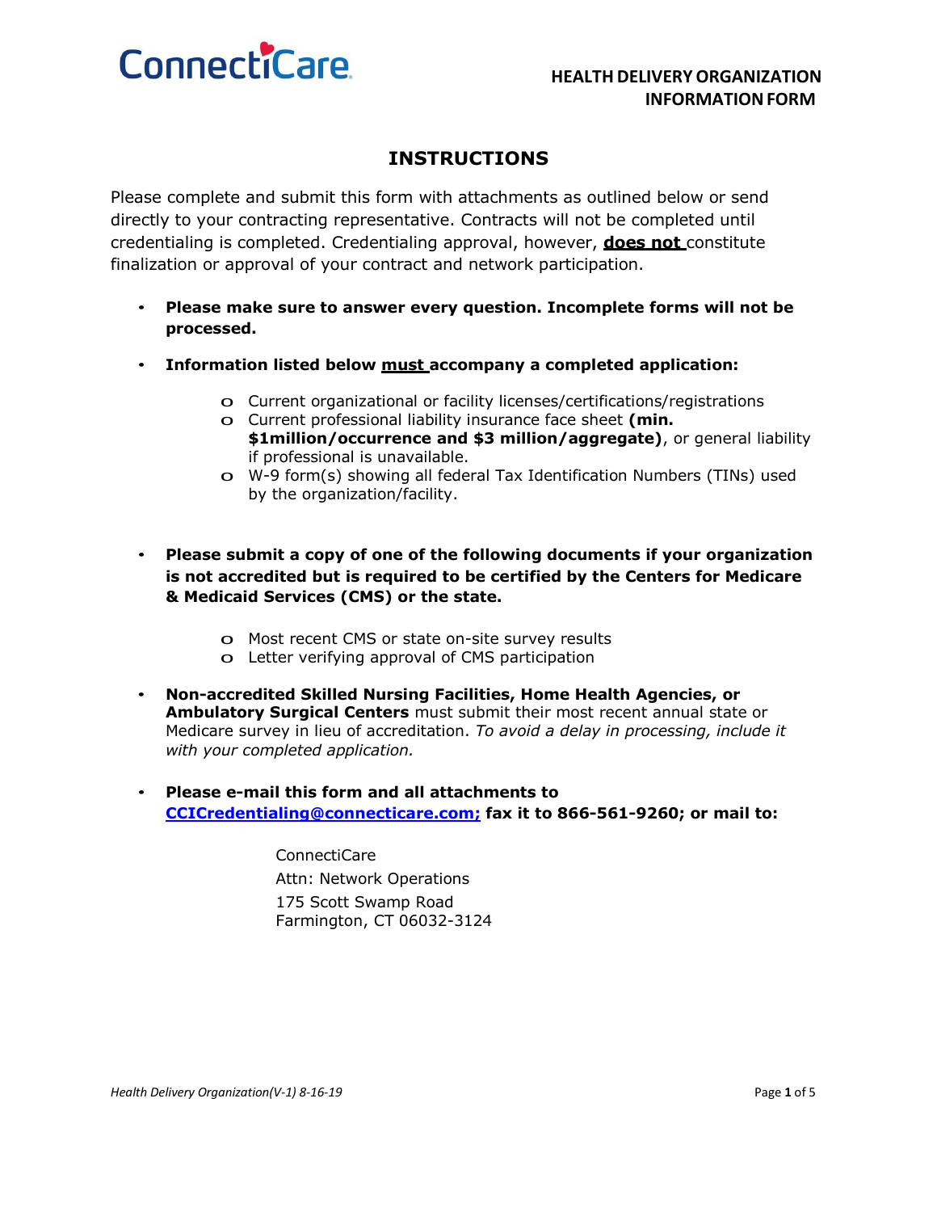ConnectiCare

**HEALTH DELIVERY ORGANIZATION INFORMATION FORM**

# INSTRUCTIONS

Please complete and submit this form with attachments as outlined below or send directly to your contracting representative. Contracts will not be completed until credentialing is completed. Credentialing approval, however, **does not** constitute finalization or approval of your contract and network participation.

- **Please make sure to answer every question. Incomplete forms will not be processed.**
- **Information listed below must accompany a completed application:**
  - Current organizational or facility licenses/certifications/registrations
  - Current professional liability insurance face sheet **(min. $1million/occurrence and $3 million/aggregate)**, or general liability if professional is unavailable.
  - W-9 form(s) showing all federal Tax Identification Numbers (TINs) used by the organization/facility.
- **Please submit a copy of one of the following documents if your organization is not accredited but is required to be certified by the Centers for Medicare & Medicaid Services (CMS) or the state.**
  - Most recent CMS or state on-site survey results
  - Letter verifying approval of CMS participation
- **Non-accredited Skilled Nursing Facilities, Home Health Agencies, or Ambulatory Surgical Centers** must submit their most recent annual state or Medicare survey in lieu of accreditation. *To avoid a delay in processing, include it with your completed application.*
- **Please e-mail this form and all attachments to CCICredentialing@connecticare.com; fax it to 866-561-9260; or mail to:**

  ConnectiCare
  Attn: Network Operations
  175 Scott Swamp Road
  Farmington, CT 06032-3124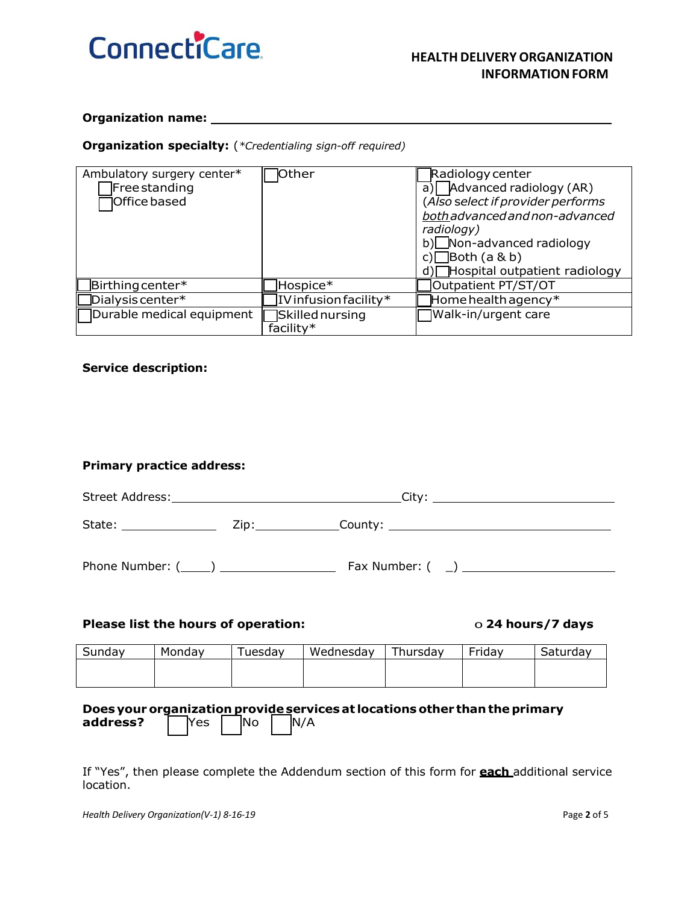ConnectiCare

# HEALTH DELIVERY ORGANIZATION INFORMATION FORM

**Organization name:** ______________________________________________

**Organization specialty:** (*\*Credentialing sign-off required)*

| | | |
|---|---|---|
| Ambulatory surgery center*<br>☐ Free standing<br>☐ Office based | ☐ Other | ☐ Radiology center<br>a) ☐ Advanced radiology (AR)<br>(*Also select if provider performs both advanced and non-advanced radiology)*<br>b) ☐ Non-advanced radiology<br>c) ☐ Both (a & b)<br>d) ☐ Hospital outpatient radiology |
| ☐ Birthing center* | ☐ Hospice* | ☐ Outpatient PT/ST/OT |
| ☐ Dialysis center* | ☐ IV infusion facility* | ☐ Home health agency* |
| ☐ Durable medical equipment | ☐ Skilled nursing facility* | ☐ Walk-in/urgent care |

**Service description:**

**Primary practice address:**

Street Address: ______________________ City: ______________________

State: __________ Zip: __________ County: ______________________

Phone Number: (____) ______________ Fax Number: ( _) ______________

**Please list the hours of operation:** ○ **24 hours/7 days**

| Sunday | Monday | Tuesday | Wednesday | Thursday | Friday | Saturday |
|---|---|---|---|---|---|---|
| | | | | | | |

**Does your organization provide services at locations other than the primary address?** ☐ Yes ☐ No ☐ N/A

If "Yes", then please complete the Addendum section of this form for **each** additional service location.

*Health Delivery Organization(V-1) 8-16-19*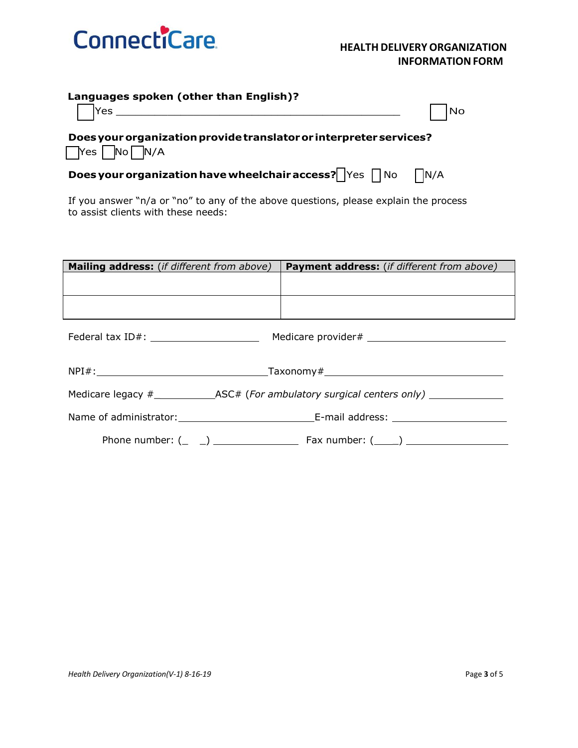**Languages spoken (other than English)?**

☐ Yes ______________________________________________ ☐ No

**Does your organization provide translator or interpreter services?**

☐ Yes ☐ No ☐ N/A

**Does your organization have wheelchair access?** ☐ Yes ☐ No ☐ N/A

If you answer "n/a or "no" to any of the above questions, please explain the process to assist clients with these needs:

| **Mailing address:** (*if different from above*) | **Payment address:** (*if different from above*) |
|---|---|
| | |
| | |

Federal tax ID#: __________________ Medicare provider# ________________________

NPI#:______________________________Taxonomy#_______________________________

Medicare legacy #___________ASC# (*For ambulatory surgical centers only*) _____________

Name of administrator:_________________________E-mail address: ____________________

Phone number: (\_ \_) _______________ Fax number: (\_\_\_\_) __________________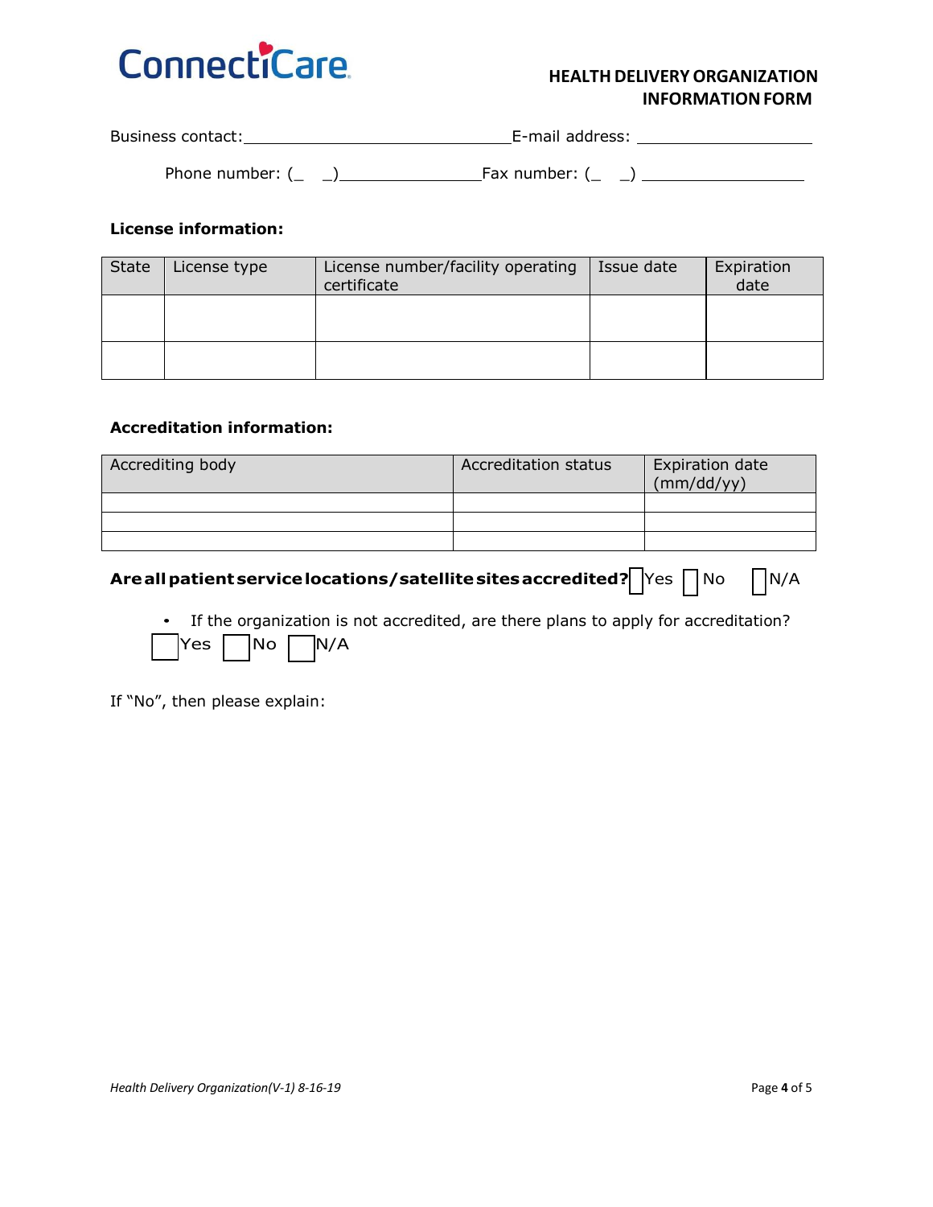**ConnectiCare**

# HEALTH DELIVERY ORGANIZATION INFORMATION FORM

Business contact:______________________________E-mail address: ____________________

Phone number: (_ _)________________Fax number: (_ _) __________________

**License information:**

| State | License type | License number/facility operating certificate | Issue date | Expiration date |
|---|---|---|---|---|
| | | | | |
| | | | | |

**Accreditation information:**

| Accrediting body | Accreditation status | Expiration date (mm/dd/yy) |
|---|---|---|
| | | |
| | | |
| | | |

**Are all patient service locations/satellite sites accredited?** ☐ Yes ☐ No ☐ N/A

- If the organization is not accredited, are there plans to apply for accreditation?

☐ Yes ☐ No ☐ N/A

If "No", then please explain: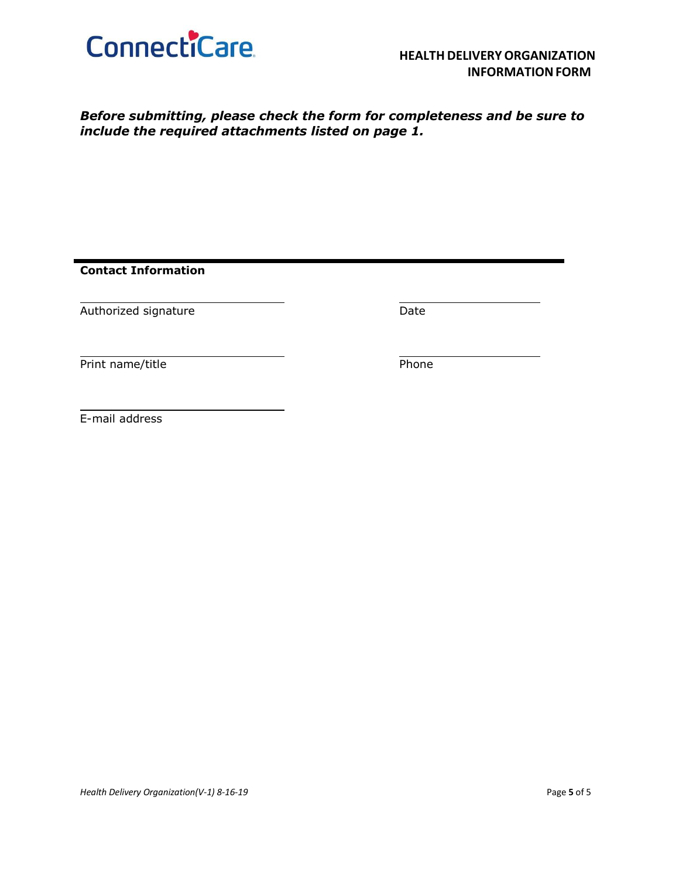***Before submitting, please check the form for completeness and be sure to include the required attachments listed on page 1.***

**Contact Information**

| | |
|---|---|
| \_\_\_\_\_\_\_\_\_\_\_\_\_\_\_\_\_\_\_\_\_\_\_\_\_\_\_\_ | \_\_\_\_\_\_\_\_\_\_\_\_\_\_\_\_\_\_\_\_ |
| Authorized signature | Date |
| \_\_\_\_\_\_\_\_\_\_\_\_\_\_\_\_\_\_\_\_\_\_\_\_\_\_\_\_ | \_\_\_\_\_\_\_\_\_\_\_\_\_\_\_\_\_\_\_\_ |
| Print name/title | Phone |
| \_\_\_\_\_\_\_\_\_\_\_\_\_\_\_\_\_\_\_\_\_\_\_\_\_\_\_\_ | |
| E-mail address | |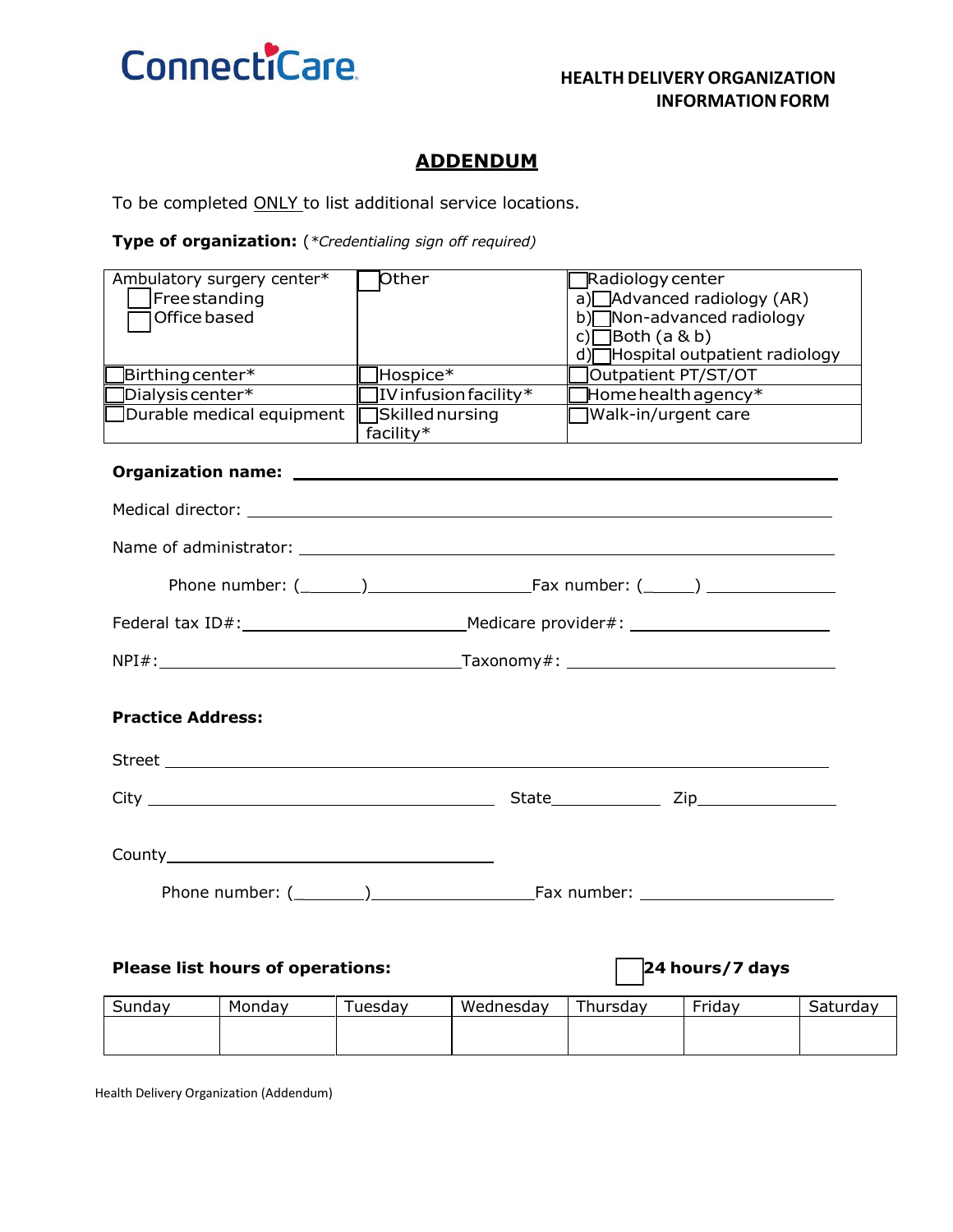ConnectiCare

**HEALTH DELIVERY ORGANIZATION INFORMATION FORM**

## ADDENDUM

To be completed ONLY to list additional service locations.

**Type of organization:** (*\*Credentialing sign off required)*

| | | |
|---|---|---|
| Ambulatory surgery center*<br>☐ Free standing<br>☐ Office based | ☐ Other | ☐ Radiology center<br>a) ☐ Advanced radiology (AR)<br>b) ☐ Non-advanced radiology<br>c) ☐ Both (a & b)<br>d) ☐ Hospital outpatient radiology |
| ☐ Birthing center* | ☐ Hospice* | ☐ Outpatient PT/ST/OT |
| ☐ Dialysis center* | ☐ IV infusion facility* | ☐ Home health agency* |
| ☐ Durable medical equipment | ☐ Skilled nursing facility* | ☐ Walk-in/urgent care |

**Organization name:** ______________________________

Medical director: ______________________________

Name of administrator: ______________________________

Phone number: (_______) ________________ Fax number: (_____) ______________

Federal tax ID#: ________________________ Medicare provider#: ______________________

NPI#: ______________________________ Taxonomy#: ____________________________

**Practice Address:**

Street ______________________________

City ______________________________ State ____________ Zip ______________

County ______________________________

Phone number: (_______) ________________ Fax number: ______________________

**Please list hours of operations:** ☐ **24 hours/7 days**

| Sunday | Monday | Tuesday | Wednesday | Thursday | Friday | Saturday |
|---|---|---|---|---|---|---|
| | | | | | | |

Health Delivery Organization (Addendum)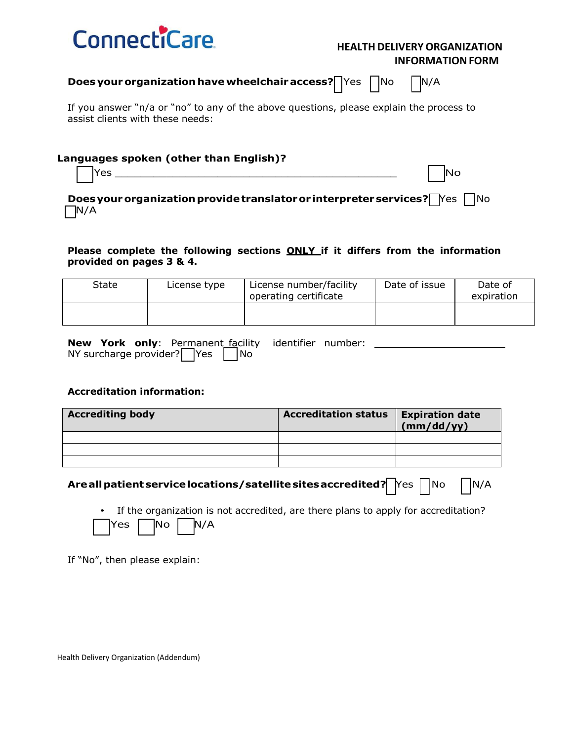**ConnectiCare**

## HEALTH DELIVERY ORGANIZATION INFORMATION FORM

**Does your organization have wheelchair access?** ☐ Yes ☐ No ☐ N/A

If you answer "n/a or "no" to any of the above questions, please explain the process to assist clients with these needs:

**Languages spoken (other than English)?**

☐ Yes \_\_\_\_\_\_\_\_\_\_\_\_\_\_\_\_\_\_\_\_\_\_\_\_\_\_\_\_\_\_\_\_\_\_\_\_\_\_\_\_\_\_\_\_\_\_\_\_ ☐ No

**Does your organization provide translator or interpreter services?** ☐ Yes ☐ No ☐ N/A

**Please complete the following sections ONLY if it differs from the information provided on pages 3 & 4.**

| State | License type | License number/facility operating certificate | Date of issue | Date of expiration |
|---|---|---|---|---|
| | | | | |

**New York only**: Permanent facility identifier number: \_\_\_\_\_\_\_\_\_\_\_\_\_\_\_\_\_\_\_\_\_\_\_\_
NY surcharge provider? ☐ Yes ☐ No

**Accreditation information:**

| Accrediting body | Accreditation status | Expiration date (mm/dd/yy) |
|---|---|---|
| | | |
| | | |
| | | |

**Are all patient service locations/satellite sites accredited?** ☐ Yes ☐ No ☐ N/A

- If the organization is not accredited, are there plans to apply for accreditation?
  ☐ Yes ☐ No ☐ N/A

If "No", then please explain:

Health Delivery Organization (Addendum)